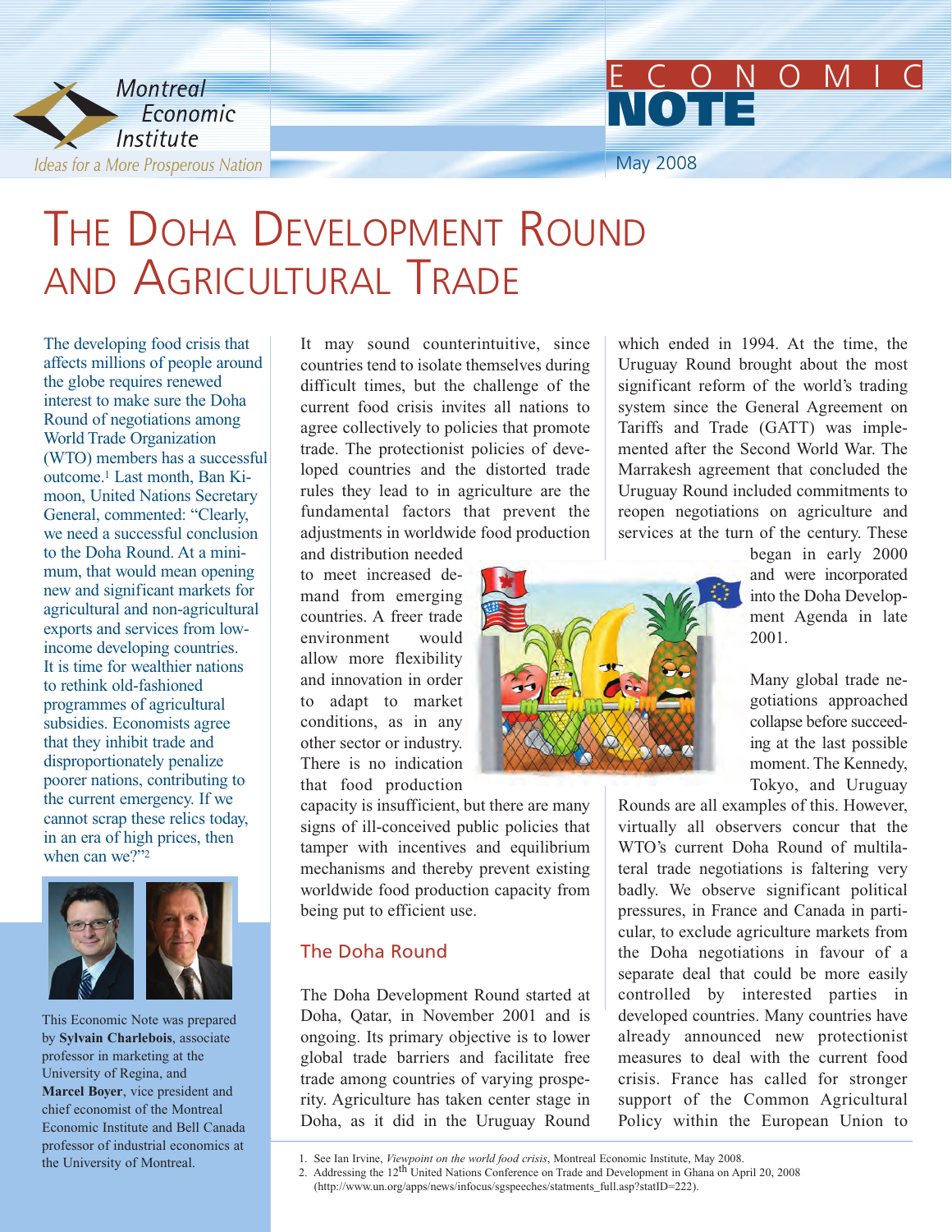# The Doha Development Round and Agricultural Trade

The developing food crisis that affects millions of people around the globe requires renewed interest to make sure the Doha Round of negotiations among World Trade Organization (WTO) members has a successful outcome.[1] Last month, Ban Ki-moon, United Nations Secretary General, commented: "Clearly, we need a successful conclusion to the Doha Round. At a minimum, that would mean opening new and significant markets for agricultural and non-agricultural exports and services from low-income developing countries. It is time for wealthier nations to rethink old-fashioned programmes of agricultural subsidies. Economists agree that they inhibit trade and disproportionately penalize poorer nations, contributing to the current emergency. If we cannot scrap these relics today, in an era of high prices, then when can we?"[2]

This Economic Note was prepared by **Sylvain Charlebois**, associate professor in marketing at the University of Regina, and **Marcel Boyer**, vice president and chief economist of the Montreal Economic Institute and Bell Canada professor of industrial economics at the University of Montreal.

It may sound counterintuitive, since countries tend to isolate themselves during difficult times, but the challenge of the current food crisis invites all nations to agree collectively to policies that promote trade. The protectionist policies of developed countries and the distorted trade rules they lead to in agriculture are the fundamental factors that prevent the adjustments in worldwide food production and distribution needed to meet increased demand from emerging countries. A freer trade environment would allow more flexibility and innovation in order to adapt to market conditions, as in any other sector or industry. There is no indication that food production capacity is insufficient, but there are many signs of ill-conceived public policies that tamper with incentives and equilibrium mechanisms and thereby prevent existing worldwide food production capacity from being put to efficient use.

## The Doha Round

The Doha Development Round started at Doha, Qatar, in November 2001 and is ongoing. Its primary objective is to lower global trade barriers and facilitate free trade among countries of varying prosperity. Agriculture has taken center stage in Doha, as it did in the Uruguay Round which ended in 1994. At the time, the Uruguay Round brought about the most significant reform of the world's trading system since the General Agreement on Tariffs and Trade (GATT) was implemented after the Second World War. The Marrakesh agreement that concluded the Uruguay Round included commitments to reopen negotiations on agriculture and services at the turn of the century. These began in early 2000 and were incorporated into the Doha Development Agenda in late 2001.

Many global trade negotiations approached collapse before succeeding at the last possible moment. The Kennedy, Tokyo, and Uruguay Rounds are all examples of this. However, virtually all observers concur that the WTO's current Doha Round of multilateral trade negotiations is faltering very badly. We observe significant political pressures, in France and Canada in particular, to exclude agriculture markets from the Doha negotiations in favour of a separate deal that could be more easily controlled by interested parties in developed countries. Many countries have already announced new protectionist measures to deal with the current food crisis. France has called for stronger support of the Common Agricultural Policy within the European Union to

---

1. See Ian Irvine, *Viewpoint on the world food crisis*, Montreal Economic Institute, May 2008.
2. Addressing the 12th United Nations Conference on Trade and Development in Ghana on April 20, 2008 (http://www.un.org/apps/news/infocus/sgspeeches/statments_full.asp?statID=222).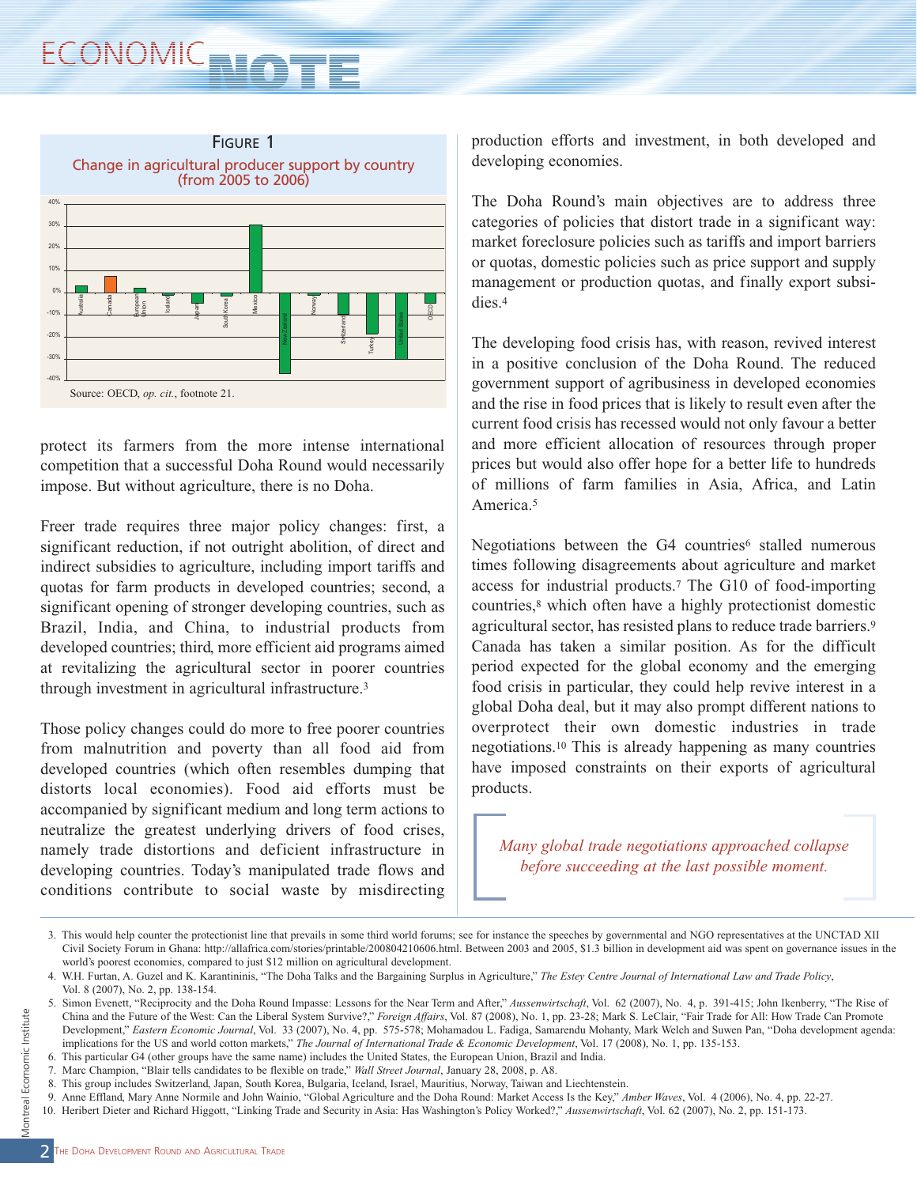**Figure 1**

Change in agricultural producer support by country (from 2005 to 2006)

Source: OECD, *op. cit.*, footnote 21.

protect its farmers from the more intense international competition that a successful Doha Round would necessarily impose. But without agriculture, there is no Doha.

Freer trade requires three major policy changes: first, a significant reduction, if not outright abolition, of direct and indirect subsidies to agriculture, including import tariffs and quotas for farm products in developed countries; second, a significant opening of stronger developing countries, such as Brazil, India, and China, to industrial products from developed countries; third, more efficient aid programs aimed at revitalizing the agricultural sector in poorer countries through investment in agricultural infrastructure.[3]

Those policy changes could do more to free poorer countries from malnutrition and poverty than all food aid from developed countries (which often resembles dumping that distorts local economies). Food aid efforts must be accompanied by significant medium and long term actions to neutralize the greatest underlying drivers of food crises, namely trade distortions and deficient infrastructure in developing countries. Today's manipulated trade flows and conditions contribute to social waste by misdirecting production efforts and investment, in both developed and developing economies.

The Doha Round's main objectives are to address three categories of policies that distort trade in a significant way: market foreclosure policies such as tariffs and import barriers or quotas, domestic policies such as price support and supply management or production quotas, and finally export subsidies.[4]

The developing food crisis has, with reason, revived interest in a positive conclusion of the Doha Round. The reduced government support of agribusiness in developed economies and the rise in food prices that is likely to result even after the current food crisis has recessed would not only favour a better and more efficient allocation of resources through proper prices but would also offer hope for a better life to hundreds of millions of farm families in Asia, Africa, and Latin America.[5]

Negotiations between the G4 countries[6] stalled numerous times following disagreements about agriculture and market access for industrial products.[7] The G10 of food-importing countries,[8] which often have a highly protectionist domestic agricultural sector, has resisted plans to reduce trade barriers.[9] Canada has taken a similar position. As for the difficult period expected for the global economy and the emerging food crisis in particular, they could help revive interest in a global Doha deal, but it may also prompt different nations to overprotect their own domestic industries in trade negotiations.[10] This is already happening as many countries have imposed constraints on their exports of agricultural products.

> *Many global trade negotiations approached collapse before succeeding at the last possible moment.*

3. This would help counter the protectionist line that prevails in some third world forums; see for instance the speeches by governmental and NGO representatives at the UNCTAD XII Civil Society Forum in Ghana: http://allafrica.com/stories/printable/200804210606.html. Between 2003 and 2005, $1.3 billion in development aid was spent on governance issues in the world's poorest economies, compared to just $12 million on agricultural development.
4. W.H. Furtan, A. Guzel and K. Karantininis, "The Doha Talks and the Bargaining Surplus in Agriculture," *The Estey Centre Journal of International Law and Trade Policy*, Vol. 8 (2007), No. 2, pp. 138-154.
5. Simon Evenett, "Reciprocity and the Doha Round Impasse: Lessons for the Near Term and After," *Aussenwirtschaft*, Vol. 62 (2007), No. 4, p. 391-415; John Ikenberry, "The Rise of China and the Future of the West: Can the Liberal System Survive?," *Foreign Affairs*, Vol. 87 (2008), No. 1, pp. 23-28; Mark S. LeClair, "Fair Trade for All: How Trade Can Promote Development," *Eastern Economic Journal*, Vol. 33 (2007), No. 4, pp. 575-578; Mohamadou L. Fadiga, Samarendu Mohanty, Mark Welch and Suwen Pan, "Doha development agenda: implications for the US and world cotton markets," *The Journal of International Trade & Economic Development*, Vol. 17 (2008), No. 1, pp. 135-153.
6. This particular G4 (other groups have the same name) includes the United States, the European Union, Brazil and India.
7. Marc Champion, "Blair tells candidates to be flexible on trade," *Wall Street Journal*, January 28, 2008, p. A8.
8. This group includes Switzerland, Japan, South Korea, Bulgaria, Iceland, Israel, Mauritius, Norway, Taiwan and Liechtenstein.
9. Anne Effland, Mary Anne Normile and John Wainio, "Global Agriculture and the Doha Round: Market Access Is the Key," *Amber Waves*, Vol. 4 (2006), No. 4, pp. 22-27.
10. Heribert Dieter and Richard Higgott, "Linking Trade and Security in Asia: Has Washington's Policy Worked?," *Aussenwirtschaft*, Vol. 62 (2007), No. 2, pp. 151-173.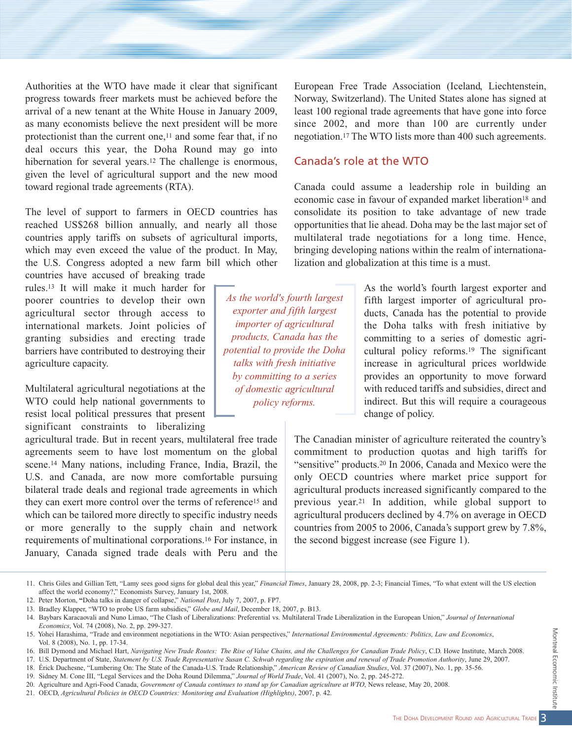Authorities at the WTO have made it clear that significant progress towards freer markets must be achieved before the arrival of a new tenant at the White House in January 2009, as many economists believe the next president will be more protectionist than the current one,[11] and some fear that, if no deal occurs this year, the Doha Round may go into hibernation for several years.[12] The challenge is enormous, given the level of agricultural support and the new mood toward regional trade agreements (RTA).

The level of support to farmers in OECD countries has reached US$268 billion annually, and nearly all those countries apply tariffs on subsets of agricultural imports, which may even exceed the value of the product. In May, the U.S. Congress adopted a new farm bill which other countries have accused of breaking trade rules.[13] It will make it much harder for poorer countries to develop their own agricultural sector through access to international markets. Joint policies of granting subsidies and erecting trade barriers have contributed to destroying their agriculture capacity.

Multilateral agricultural negotiations at the WTO could help national governments to resist local political pressures that present significant constraints to liberalizing agricultural trade. But in recent years, multilateral free trade agreements seem to have lost momentum on the global scene.[14] Many nations, including France, India, Brazil, the U.S. and Canada, are now more comfortable pursuing bilateral trade deals and regional trade agreements in which they can exert more control over the terms of reference[15] and which can be tailored more directly to specific industry needs or more generally to the supply chain and network requirements of multinational corporations.[16] For instance, in January, Canada signed trade deals with Peru and the European Free Trade Association (Iceland, Liechtenstein, Norway, Switzerland). The United States alone has signed at least 100 regional trade agreements that have gone into force since 2002, and more than 100 are currently under negotiation.[17] The WTO lists more than 400 such agreements.

## Canada's role at the WTO

Canada could assume a leadership role in building an economic case in favour of expanded market liberation[18] and consolidate its position to take advantage of new trade opportunities that lie ahead. Doha may be the last major set of multilateral trade negotiations for a long time. Hence, bringing developing nations within the realm of internationalization and globalization at this time is a must.

> *As the world's fourth largest exporter and fifth largest importer of agricultural products, Canada has the potential to provide the Doha talks with fresh initiative by committing to a series of domestic agricultural policy reforms.*

As the world's fourth largest exporter and fifth largest importer of agricultural products, Canada has the potential to provide the Doha talks with fresh initiative by committing to a series of domestic agricultural policy reforms.[19] The significant increase in agricultural prices worldwide provides an opportunity to move forward with reduced tariffs and subsidies, direct and indirect. But this will require a courageous change of policy.

The Canadian minister of agriculture reiterated the country's commitment to production quotas and high tariffs for "sensitive" products.[20] In 2006, Canada and Mexico were the only OECD countries where market price support for agricultural products increased significantly compared to the previous year.[21] In addition, while global support to agricultural producers declined by 4.7% on average in OECD countries from 2005 to 2006, Canada's support grew by 7.8%, the second biggest increase (see Figure 1).

---

11. Chris Giles and Gillian Tett, "Lamy sees good signs for global deal this year," *Financial Times*, January 28, 2008, pp. 2-3; Financial Times, "To what extent will the US election affect the world economy?," Economists Survey, January 1st, 2008.
12. Peter Morton, "Doha talks in danger of collapse," *National Post*, July 7, 2007, p. FP7.
13. Bradley Klapper, "WTO to probe US farm subsidies," *Globe and Mail*, December 18, 2007, p. B13.
14. Baybars Karacaovali and Nuno Limao, "The Clash of Liberalizations: Preferential vs. Multilateral Trade Liberalization in the European Union," *Journal of International Economics*, Vol. 74 (2008), No. 2, pp. 299-327.
15. Yohei Harashima, "Trade and environment negotiations in the WTO: Asian perspectives," *International Environmental Agreements: Politics, Law and Economics*, Vol. 8 (2008), No. 1, pp. 17-34.
16. Bill Dymond and Michael Hart, *Navigating New Trade Routes: The Rise of Value Chains, and the Challenges for Canadian Trade Policy*, C.D. Howe Institute, March 2008.
17. U.S. Department of State, *Statement by U.S. Trade Representative Susan C. Schwab regarding the expiration and renewal of Trade Promotion Authority*, June 29, 2007.
18. Érick Duchesne, "Lumbering On: The State of the Canada-U.S. Trade Relationship," *American Review of Canadian Studies*, Vol. 37 (2007), No. 1, pp. 35-56.
19. Sidney M. Cone III, "Legal Services and the Doha Round Dilemma," *Journal of World Trade*, Vol. 41 (2007), No. 2, pp. 245-272.
20. Agriculture and Agri-Food Canada, *Government of Canada continues to stand up for Canadian agriculture at WTO*, News release, May 20, 2008.
21. OECD, *Agricultural Policies in OECD Countries: Monitoring and Evaluation (Highlights)*, 2007, p. 42.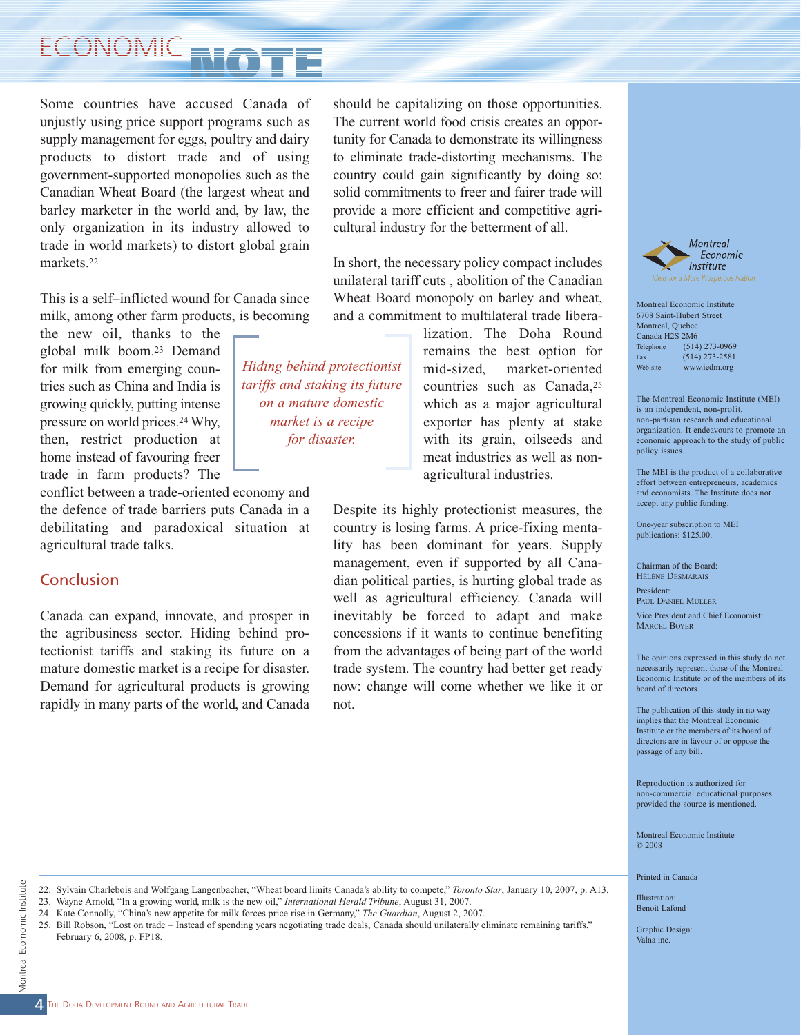Some countries have accused Canada of unjustly using price support programs such as supply management for eggs, poultry and dairy products to distort trade and of using government-supported monopolies such as the Canadian Wheat Board (the largest wheat and barley marketer in the world and, by law, the only organization in its industry allowed to trade in world markets) to distort global grain markets.[22]

This is a self–inflicted wound for Canada since milk, among other farm products, is becoming the new oil, thanks to the global milk boom.[23] Demand for milk from emerging countries such as China and India is growing quickly, putting intense pressure on world prices.[24] Why, then, restrict production at home instead of favouring freer trade in farm products? The conflict between a trade-oriented economy and the defence of trade barriers puts Canada in a debilitating and paradoxical situation at agricultural trade talks.

> *Hiding behind protectionist tariffs and staking its future on a mature domestic market is a recipe for disaster.*

## Conclusion

Canada can expand, innovate, and prosper in the agribusiness sector. Hiding behind protectionist tariffs and staking its future on a mature domestic market is a recipe for disaster. Demand for agricultural products is growing rapidly in many parts of the world, and Canada should be capitalizing on those opportunities. The current world food crisis creates an opportunity for Canada to demonstrate its willingness to eliminate trade-distorting mechanisms. The country could gain significantly by doing so: solid commitments to freer and fairer trade will provide a more efficient and competitive agricultural industry for the betterment of all.

In short, the necessary policy compact includes unilateral tariff cuts , abolition of the Canadian Wheat Board monopoly on barley and wheat, and a commitment to multilateral trade liberalization. The Doha Round remains the best option for mid-sized, market-oriented countries such as Canada,[25] which as a major agricultural exporter has plenty at stake with its grain, oilseeds and meat industries as well as non-agricultural industries.

Despite its highly protectionist measures, the country is losing farms. A price-fixing mentality has been dominant for years. Supply management, even if supported by all Canadian political parties, is hurting global trade as well as agricultural efficiency. Canada will inevitably be forced to adapt and make concessions if it wants to continue benefiting from the advantages of being part of the world trade system. The country had better get ready now: change will come whether we like it or not.

---

22. Sylvain Charlebois and Wolfgang Langenbacher, "Wheat board limits Canada's ability to compete," *Toronto Star*, January 10, 2007, p. A13.
23. Wayne Arnold, "In a growing world, milk is the new oil," *International Herald Tribune*, August 31, 2007.
24. Kate Connolly, "China's new appetite for milk forces price rise in Germany," *The Guardian*, August 2, 2007.
25. Bill Robson, "Lost on trade – Instead of spending years negotiating trade deals, Canada should unilaterally eliminate remaining tariffs," February 6, 2008, p. FP18.

---

Montreal Economic Institute
*Ideas for a More Prosperous Nation*

Montreal Economic Institute
6708 Saint-Hubert Street
Montreal, Quebec
Canada H2S 2M6
Telephone (514) 273-0969
Fax (514) 273-2581
Web site www.iedm.org

The Montreal Economic Institute (MEI) is an independent, non-profit, non-partisan research and educational organization. It endeavours to promote an economic approach to the study of public policy issues.

The MEI is the product of a collaborative effort between entrepreneurs, academics and economists. The Institute does not accept any public funding.

One-year subscription to MEI publications: $125.00.

Chairman of the Board:
Hélène Desmarais

President:
Paul Daniel Muller

Vice President and Chief Economist:
Marcel Boyer

The opinions expressed in this study do not necessarily represent those of the Montreal Economic Institute or of the members of its board of directors.

The publication of this study in no way implies that the Montreal Economic Institute or the members of its board of directors are in favour of or oppose the passage of any bill.

Reproduction is authorized for non-commercial educational purposes provided the source is mentioned.

Montreal Economic Institute
© 2008

Printed in Canada

Illustration:
Benoit Lafond

Graphic Design:
Valna inc.